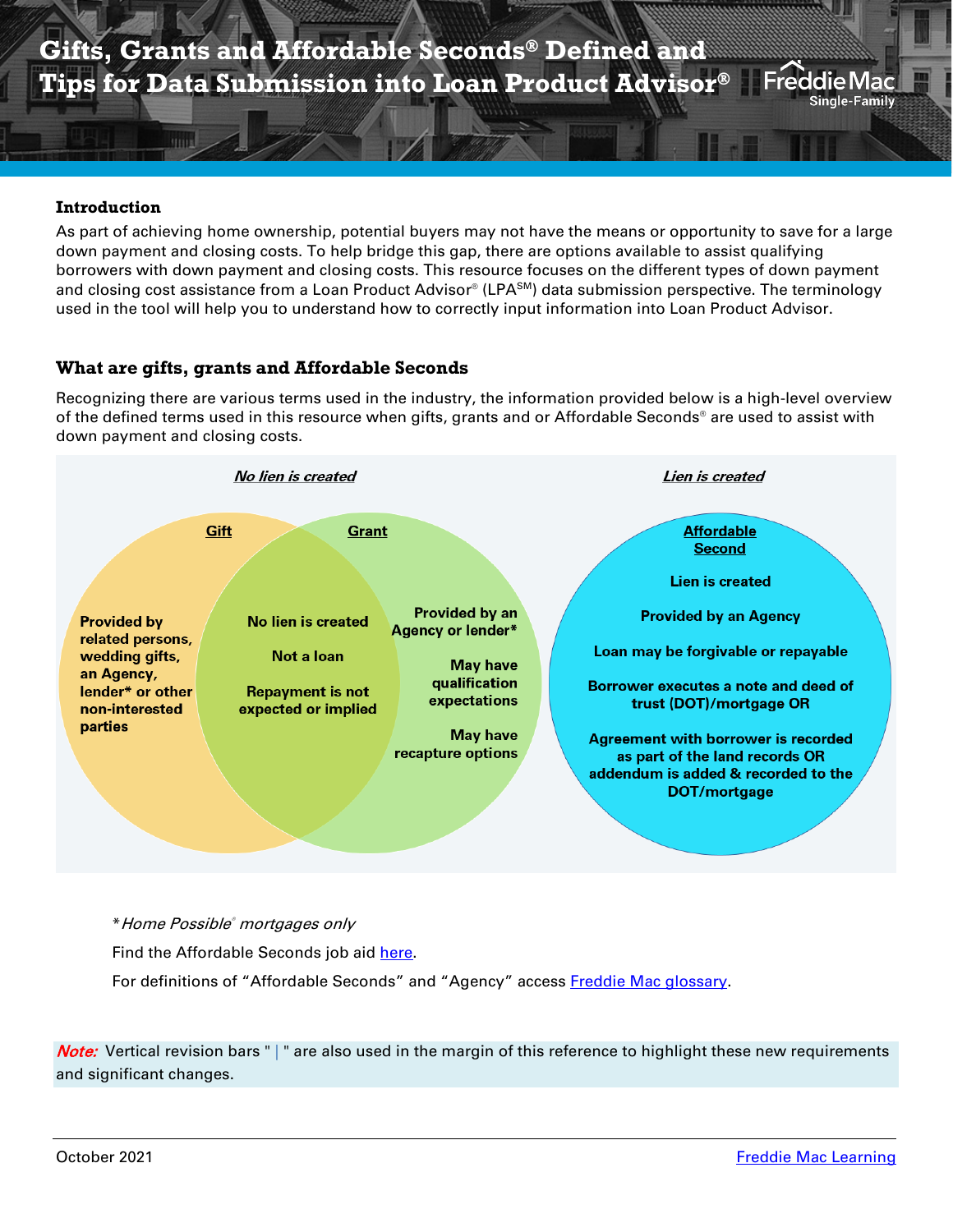# Gifts, Grants and Affordable Seconds® Defined and Tips for Data Submission into Loan Product Advisor®

Freddie Mac Single-Family

## Introduction

As part of achieving home ownership, potential buyers may not have the means or opportunity to save for a large down payment and closing costs. To help bridge this gap, there are options available to assist qualifying borrowers with down payment and closing costs. This resource focuses on the different types of down payment and closing cost assistance from a Loan Product Advisor® (LPA℠) data submission perspective. The terminology used in the tool will help you to understand how to correctly input information into Loan Product Advisor.

## What are gifts, grants and Affordable Seconds

Recognizing there are various terms used in the industry, the information provided below is a high-level overview of the defined terms used in this resource when gifts, grants and or Affordable Seconds® are used to assist with down payment and closing costs.

***No lien is created***

**Gift**

**Provided by related persons, wedding gifts, an Agency, lender* or other non-interested parties**

**Gift and Grant (common):**

**No lien is created**

**Not a loan**

**Repayment is not expected or implied**

**Grant**

**Provided by an Agency or lender***

**May have qualification expectations**

**May have recapture options**

***Lien is created***

**Affordable Second**

**Lien is created**

**Provided by an Agency**

**Loan may be forgivable or repayable**

**Borrower executes a note and deed of trust (DOT)/mortgage OR**

**Agreement with borrower is recorded as part of the land records OR addendum is added & recorded to the DOT/mortgage**

*\*Home Possible® mortgages only*

Find the Affordable Seconds job aid here.

For definitions of "Affordable Seconds" and "Agency" access Freddie Mac glossary.

***Note:*** Vertical revision bars " | " are also used in the margin of this reference to highlight these new requirements and significant changes.

October 2021 Freddie Mac Learning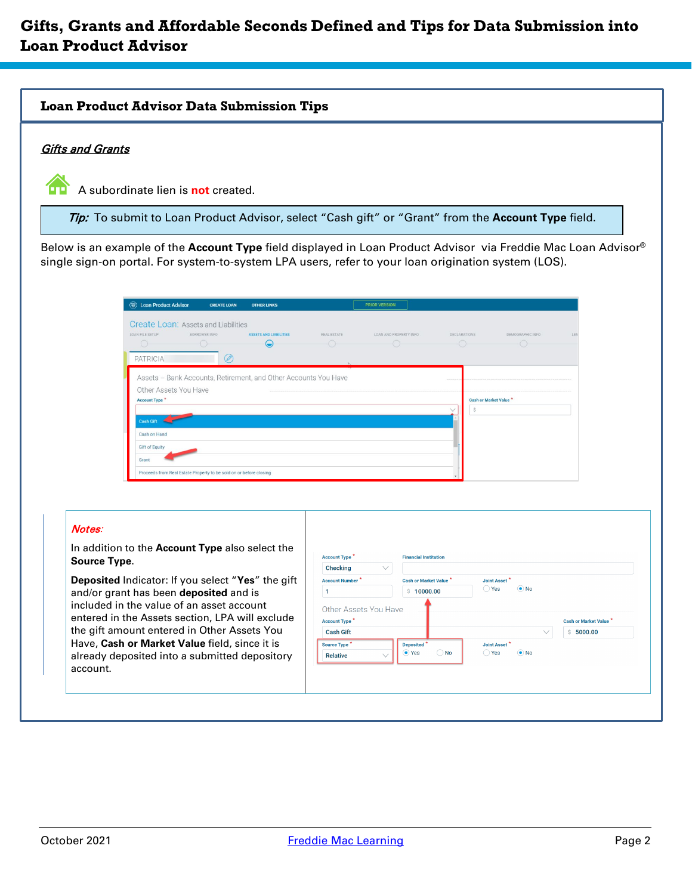# Gifts, Grants and Affordable Seconds Defined and Tips for Data Submission into Loan Product Advisor

## Loan Product Advisor Data Submission Tips

### *Gifts and Grants*

A subordinate lien is **not** created.

> ***Tip:*** To submit to Loan Product Advisor, select "Cash gift" or "Grant" from the **Account Type** field.

Below is an example of the **Account Type** field displayed in Loan Product Advisor via Freddie Mac Loan Advisor® single sign-on portal. For system-to-system LPA users, refer to your loan origination system (LOS).

***Notes:***

In addition to the **Account Type** also select the **Source Type**.

**Deposited** Indicator: If you select "**Yes**" the gift and/or grant has been **deposited** and is included in the value of an asset account entered in the Assets section, LPA will exclude the gift amount entered in Other Assets You Have, **Cash or Market Value** field, since it is already deposited into a submitted depository account.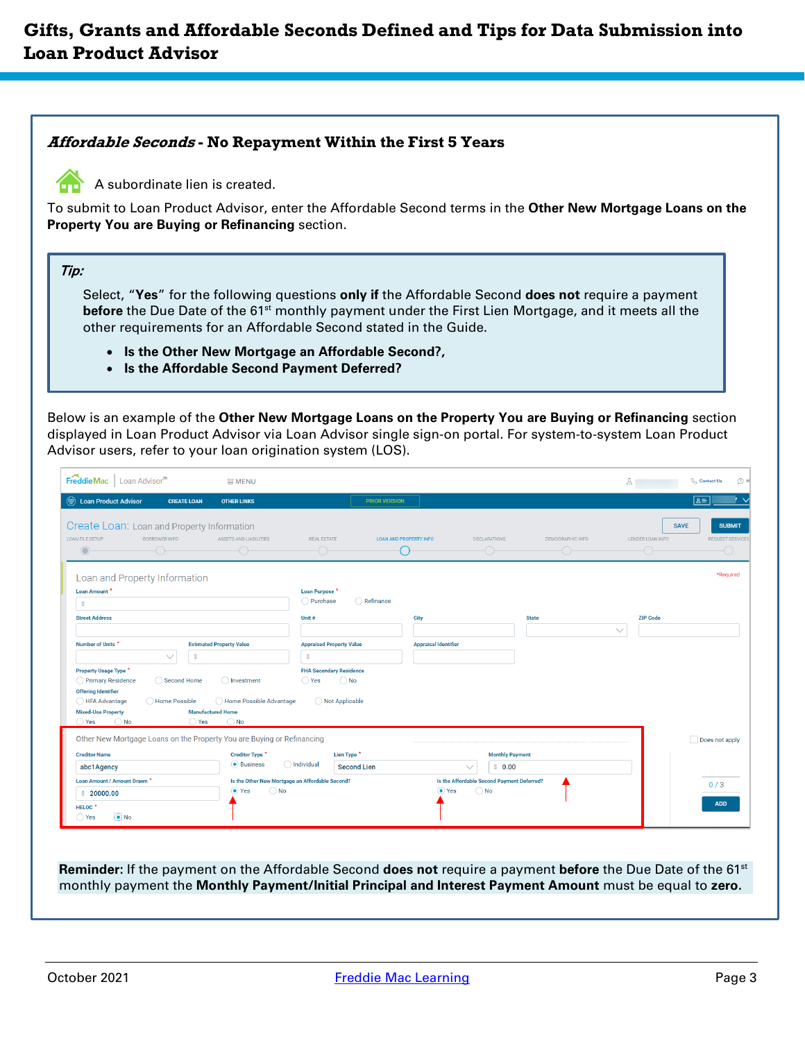### *Affordable Seconds* - No Repayment Within the First 5 Years

A subordinate lien is created.

To submit to Loan Product Advisor, enter the Affordable Second terms in the **Other New Mortgage Loans on the Property You are Buying or Refinancing** section.

> ***Tip:***
>
> Select, "**Yes**" for the following questions **only if** the Affordable Second **does not** require a payment **before** the Due Date of the 61st monthly payment under the First Lien Mortgage, and it meets all the other requirements for an Affordable Second stated in the Guide.
>
> - **Is the Other New Mortgage an Affordable Second?,**
> - **Is the Affordable Second Payment Deferred?**

Below is an example of the **Other New Mortgage Loans on the Property You are Buying or Refinancing** section displayed in Loan Product Advisor via Loan Advisor single sign-on portal. For system-to-system Loan Product Advisor users, refer to your loan origination system (LOS).

**Reminder:** If the payment on the Affordable Second **does not** require a payment **before** the Due Date of the 61st monthly payment the **Monthly Payment/Initial Principal and Interest Payment Amount** must be equal to **zero.**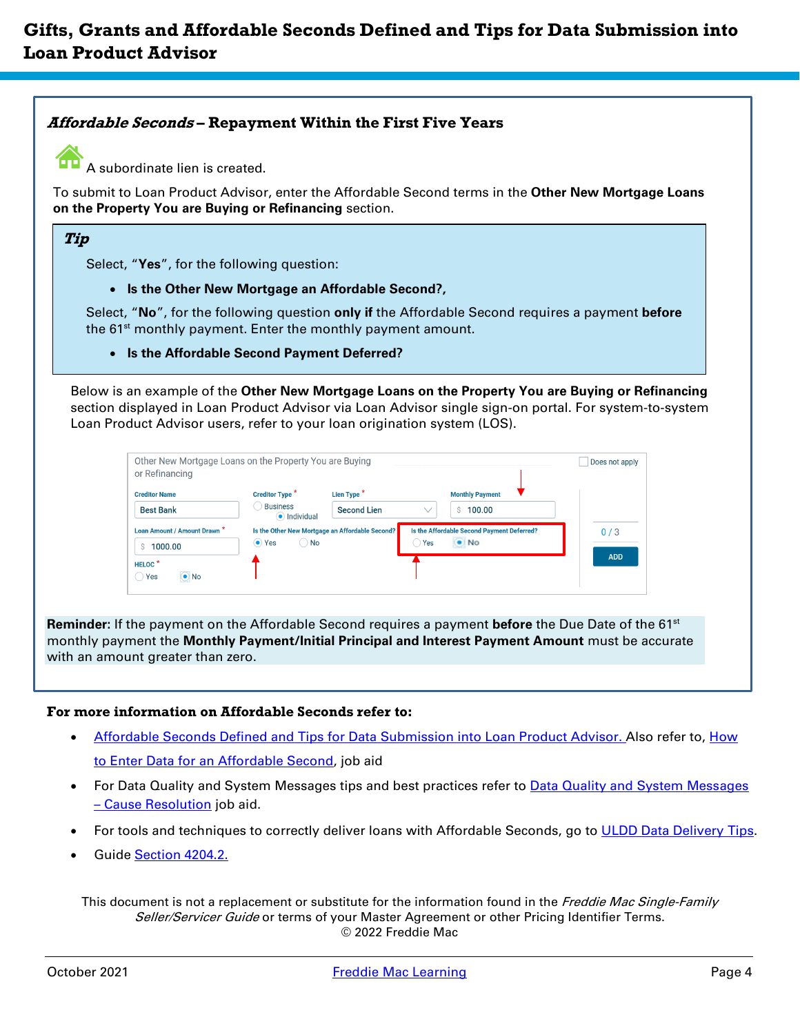## *Affordable Seconds* – Repayment Within the First Five Years

A subordinate lien is created.

To submit to Loan Product Advisor, enter the Affordable Second terms in the **Other New Mortgage Loans on the Property You are Buying or Refinancing** section.

> ***Tip***
>
> Select, "**Yes**", for the following question:
>
> - **Is the Other New Mortgage an Affordable Second?,**
>
> Select, "**No**", for the following question **only if** the Affordable Second requires a payment **before** the 61st monthly payment. Enter the monthly payment amount.
>
> - **Is the Affordable Second Payment Deferred?**

Below is an example of the **Other New Mortgage Loans on the Property You are Buying or Refinancing** section displayed in Loan Product Advisor via Loan Advisor single sign-on portal. For system-to-system Loan Product Advisor users, refer to your loan origination system (LOS).

Other New Mortgage Loans on the Property You are Buying or Refinancing

Does not apply

Creditor Name: Best Bank

Creditor Type *: Business / Individual (selected)

Lien Type *: Second Lien

Monthly Payment: $ 100.00

Loan Amount / Amount Drawn *: $ 1000.00

Is the Other New Mortgage an Affordable Second?: Yes (selected) / No

Is the Affordable Second Payment Deferred?: Yes / No (selected)

HELOC *: Yes / No (selected)

0 / 3

ADD

**Reminder:** If the payment on the Affordable Second requires a payment **before** the Due Date of the 61st monthly payment the **Monthly Payment/Initial Principal and Interest Payment Amount** must be accurate with an amount greater than zero.

**For more information on Affordable Seconds refer to:**

- Affordable Seconds Defined and Tips for Data Submission into Loan Product Advisor. Also refer to, How to Enter Data for an Affordable Second, job aid
- For Data Quality and System Messages tips and best practices refer to Data Quality and System Messages – Cause Resolution job aid.
- For tools and techniques to correctly deliver loans with Affordable Seconds, go to ULDD Data Delivery Tips.
- Guide Section 4204.2.

This document is not a replacement or substitute for the information found in the *Freddie Mac Single-Family Seller/Servicer Guide* or terms of your Master Agreement or other Pricing Identifier Terms.
© 2022 Freddie Mac

October 2021 | Freddie Mac Learning